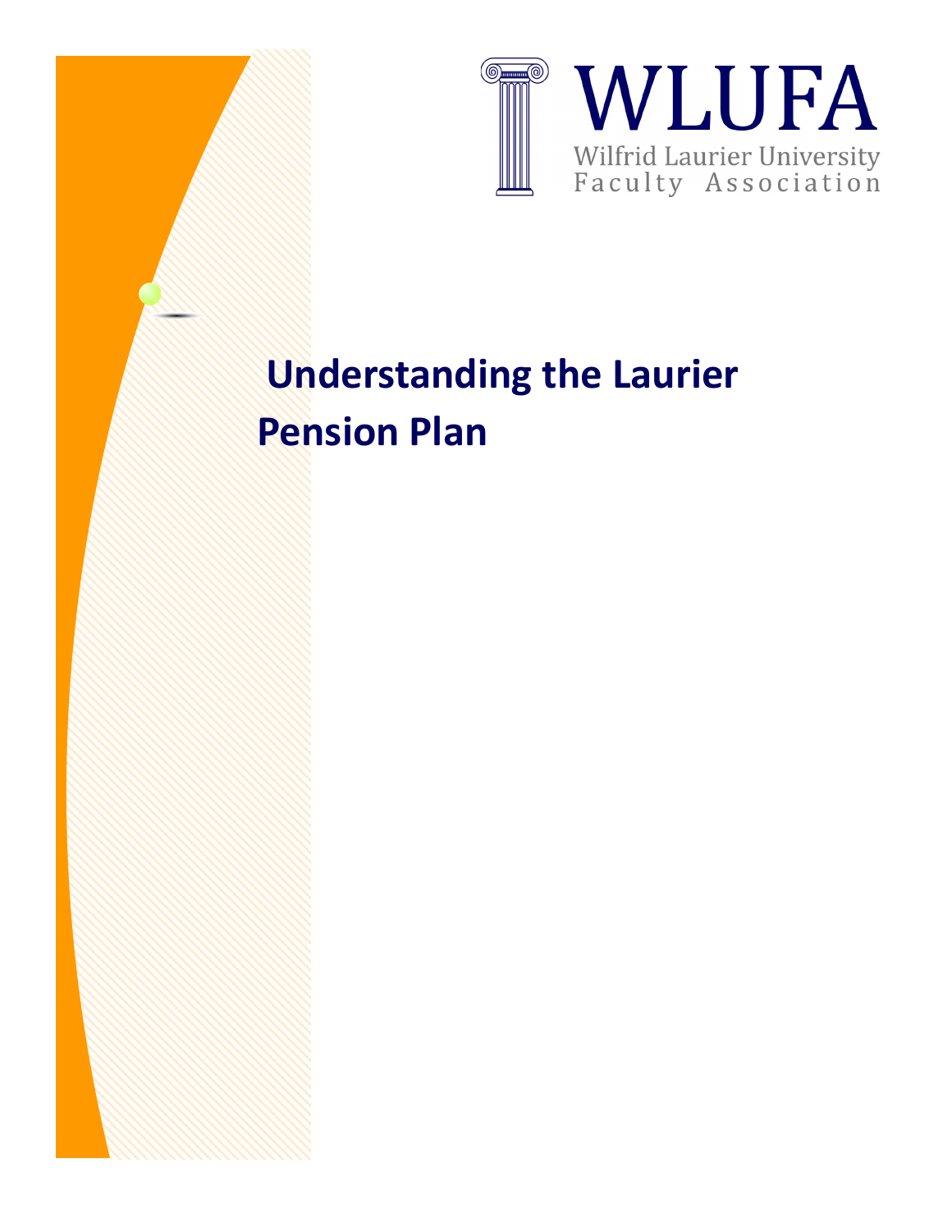WLUFA

Wilfrid Laurier University Faculty Association

# Understanding the Laurier Pension Plan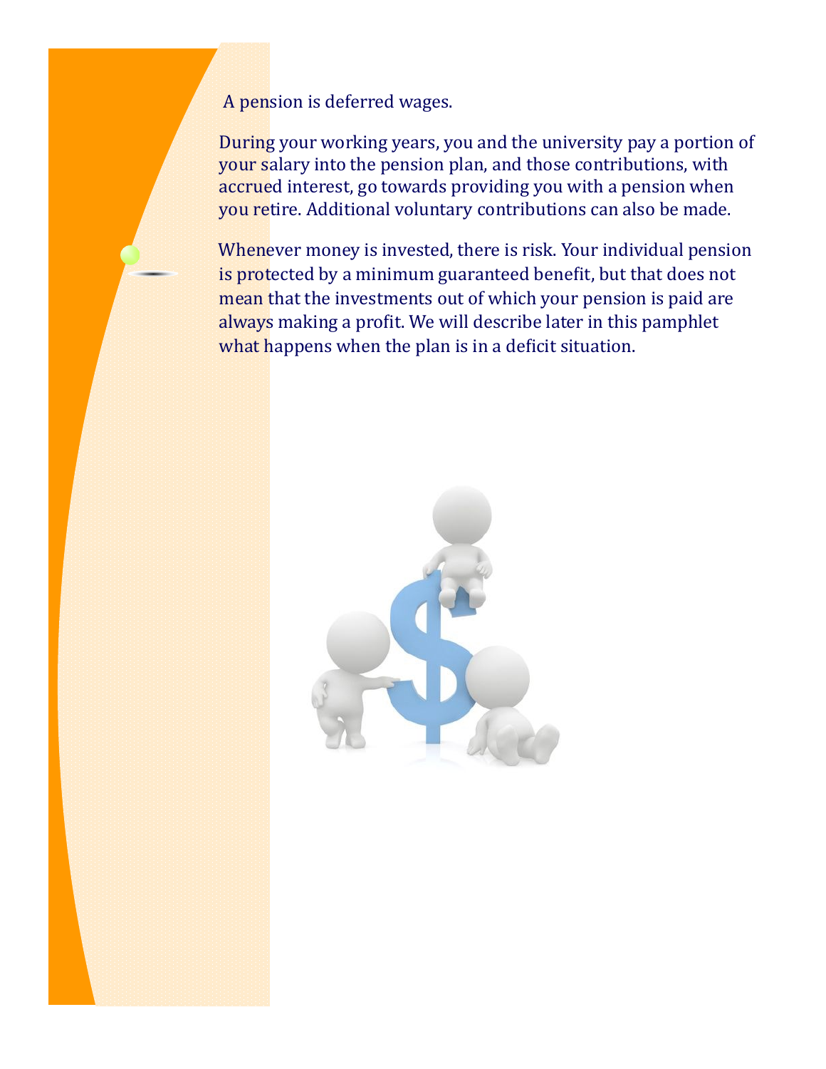A pension is deferred wages.

During your working years, you and the university pay a portion of your salary into the pension plan, and those contributions, with accrued interest, go towards providing you with a pension when you retire. Additional voluntary contributions can also be made.

Whenever money is invested, there is risk. Your individual pension is protected by a minimum guaranteed benefit, but that does not mean that the investments out of which your pension is paid are always making a profit. We will describe later in this pamphlet what happens when the plan is in a deficit situation.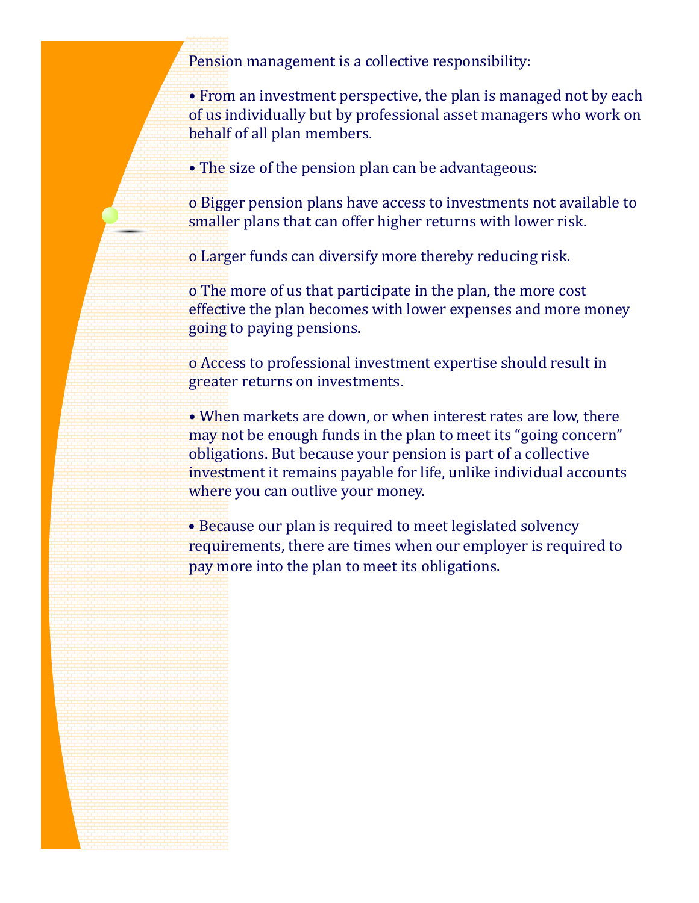Pension management is a collective responsibility:

- From an investment perspective, the plan is managed not by each of us individually but by professional asset managers who work on behalf of all plan members.
- The size of the pension plan can be advantageous:
  - Bigger pension plans have access to investments not available to smaller plans that can offer higher returns with lower risk.
  - Larger funds can diversify more thereby reducing risk.
  - The more of us that participate in the plan, the more cost effective the plan becomes with lower expenses and more money going to paying pensions.
  - Access to professional investment expertise should result in greater returns on investments.
- When markets are down, or when interest rates are low, there may not be enough funds in the plan to meet its "going concern" obligations. But because your pension is part of a collective investment it remains payable for life, unlike individual accounts where you can outlive your money.
- Because our plan is required to meet legislated solvency requirements, there are times when our employer is required to pay more into the plan to meet its obligations.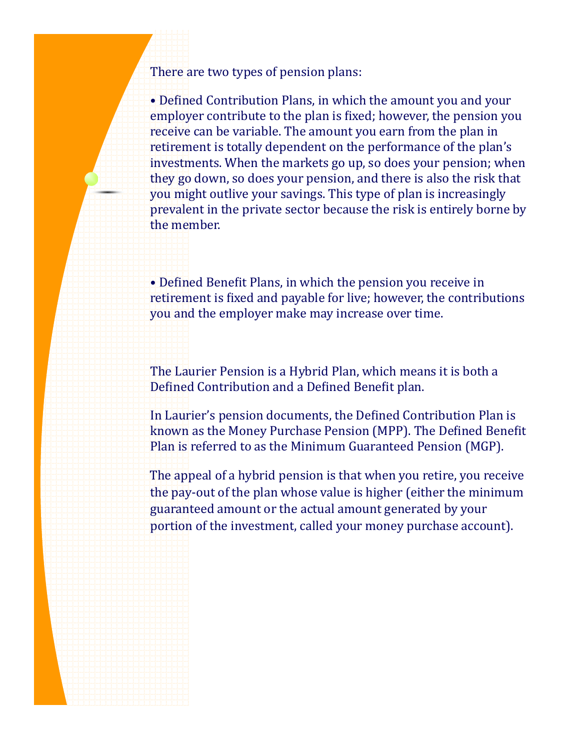There are two types of pension plans:

- Defined Contribution Plans, in which the amount you and your employer contribute to the plan is fixed; however, the pension you receive can be variable. The amount you earn from the plan in retirement is totally dependent on the performance of the plan's investments. When the markets go up, so does your pension; when they go down, so does your pension, and there is also the risk that you might outlive your savings. This type of plan is increasingly prevalent in the private sector because the risk is entirely borne by the member.

- Defined Benefit Plans, in which the pension you receive in retirement is fixed and payable for live; however, the contributions you and the employer make may increase over time.

The Laurier Pension is a Hybrid Plan, which means it is both a Defined Contribution and a Defined Benefit plan.

In Laurier's pension documents, the Defined Contribution Plan is known as the Money Purchase Pension (MPP). The Defined Benefit Plan is referred to as the Minimum Guaranteed Pension (MGP).

The appeal of a hybrid pension is that when you retire, you receive the pay-out of the plan whose value is higher (either the minimum guaranteed amount or the actual amount generated by your portion of the investment, called your money purchase account).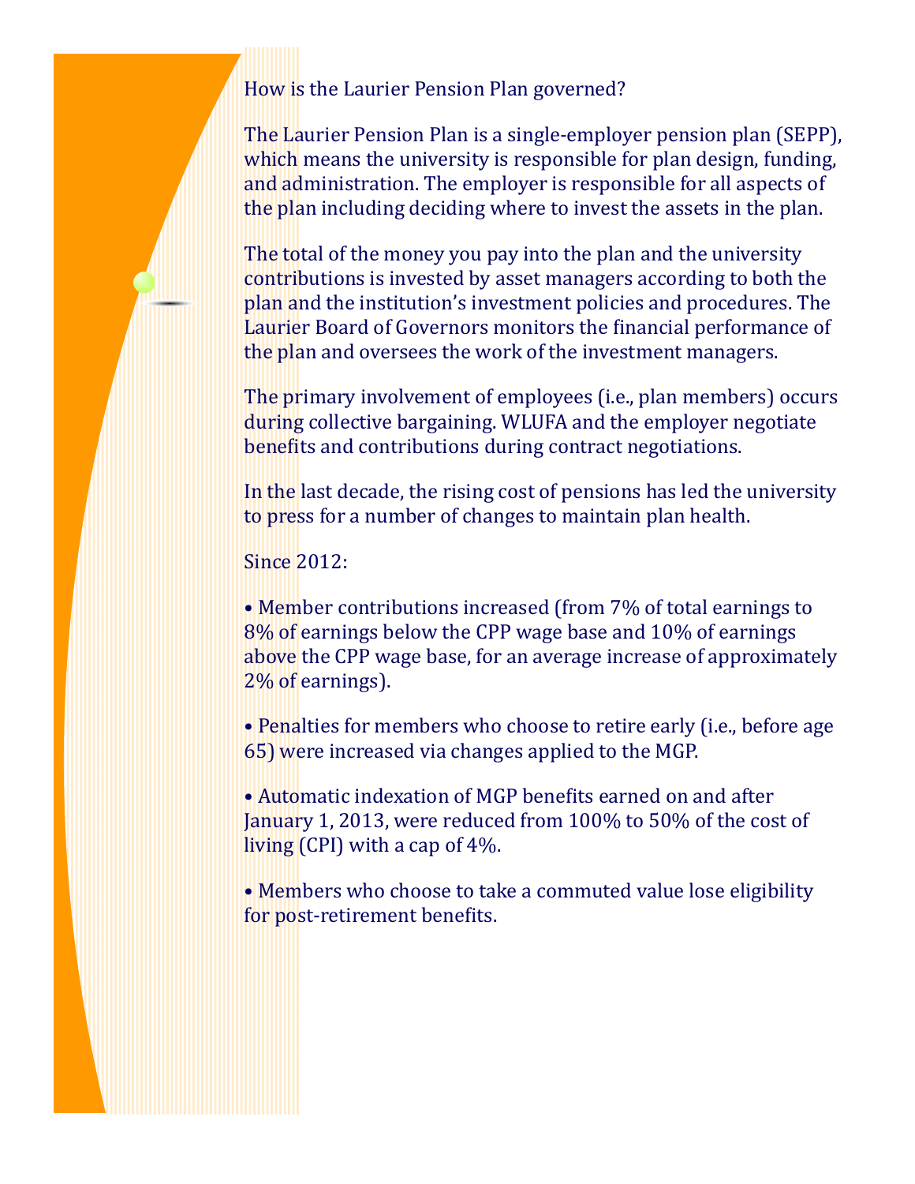## How is the Laurier Pension Plan governed?

The Laurier Pension Plan is a single-employer pension plan (SEPP), which means the university is responsible for plan design, funding, and administration. The employer is responsible for all aspects of the plan including deciding where to invest the assets in the plan.

The total of the money you pay into the plan and the university contributions is invested by asset managers according to both the plan and the institution's investment policies and procedures. The Laurier Board of Governors monitors the financial performance of the plan and oversees the work of the investment managers.

The primary involvement of employees (i.e., plan members) occurs during collective bargaining. WLUFA and the employer negotiate benefits and contributions during contract negotiations.

In the last decade, the rising cost of pensions has led the university to press for a number of changes to maintain plan health.

Since 2012:

- Member contributions increased (from 7% of total earnings to 8% of earnings below the CPP wage base and 10% of earnings above the CPP wage base, for an average increase of approximately 2% of earnings).
- Penalties for members who choose to retire early (i.e., before age 65) were increased via changes applied to the MGP.
- Automatic indexation of MGP benefits earned on and after January 1, 2013, were reduced from 100% to 50% of the cost of living (CPI) with a cap of 4%.
- Members who choose to take a commuted value lose eligibility for post-retirement benefits.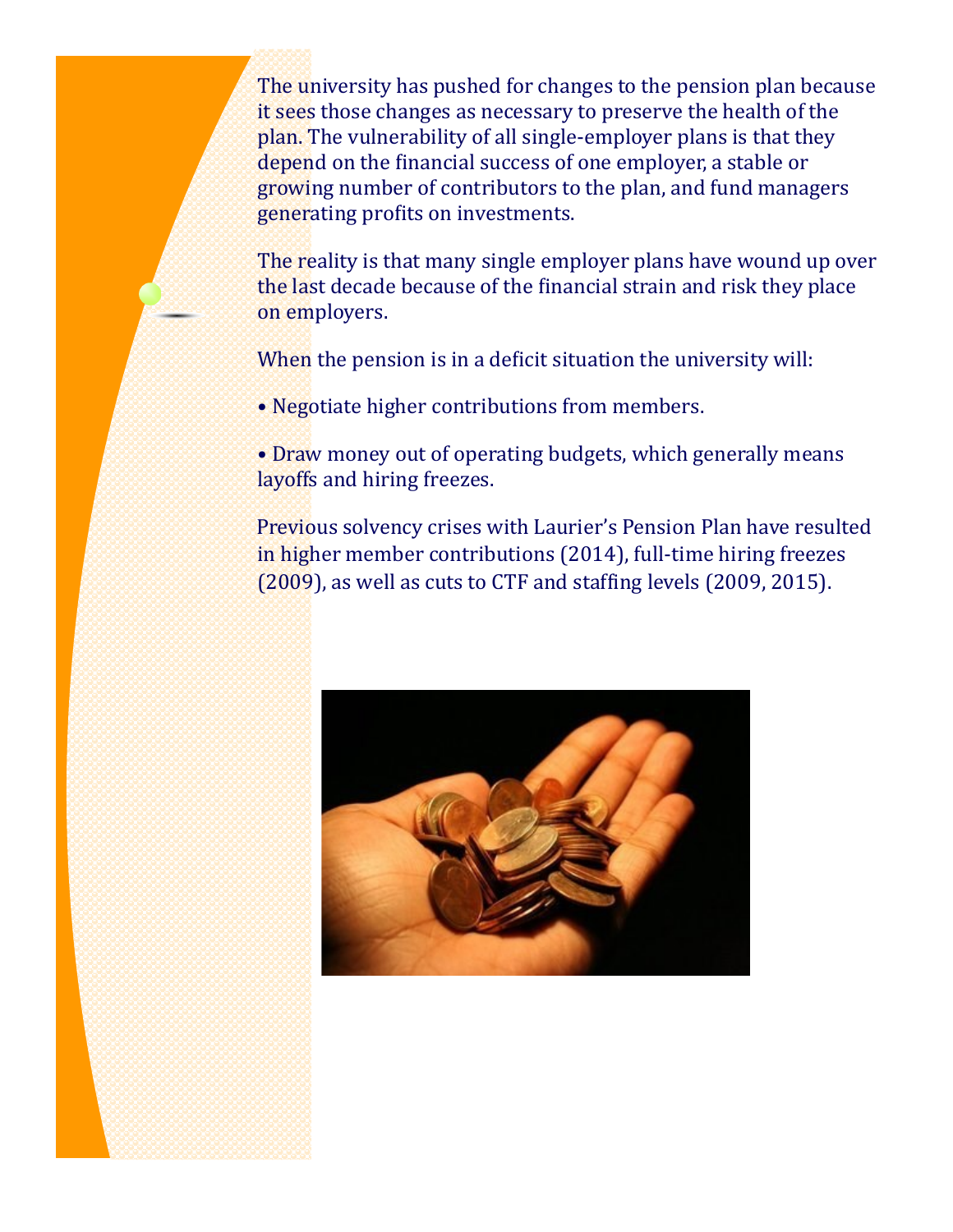The university has pushed for changes to the pension plan because it sees those changes as necessary to preserve the health of the plan. The vulnerability of all single-employer plans is that they depend on the financial success of one employer, a stable or growing number of contributors to the plan, and fund managers generating profits on investments.

The reality is that many single employer plans have wound up over the last decade because of the financial strain and risk they place on employers.

When the pension is in a deficit situation the university will:

- Negotiate higher contributions from members.

- Draw money out of operating budgets, which generally means layoffs and hiring freezes.

Previous solvency crises with Laurier's Pension Plan have resulted in higher member contributions (2014), full-time hiring freezes (2009), as well as cuts to CTF and staffing levels (2009, 2015).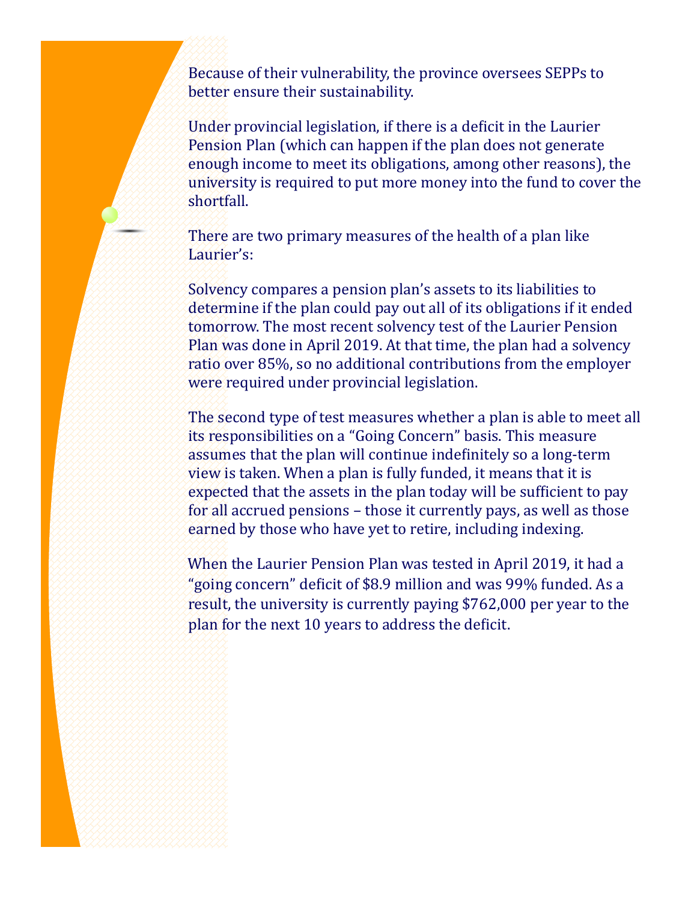Because of their vulnerability, the province oversees SEPPs to better ensure their sustainability.

Under provincial legislation, if there is a deficit in the Laurier Pension Plan (which can happen if the plan does not generate enough income to meet its obligations, among other reasons), the university is required to put more money into the fund to cover the shortfall.

There are two primary measures of the health of a plan like Laurier's:

Solvency compares a pension plan's assets to its liabilities to determine if the plan could pay out all of its obligations if it ended tomorrow. The most recent solvency test of the Laurier Pension Plan was done in April 2019. At that time, the plan had a solvency ratio over 85%, so no additional contributions from the employer were required under provincial legislation.

The second type of test measures whether a plan is able to meet all its responsibilities on a "Going Concern" basis. This measure assumes that the plan will continue indefinitely so a long-term view is taken. When a plan is fully funded, it means that it is expected that the assets in the plan today will be sufficient to pay for all accrued pensions – those it currently pays, as well as those earned by those who have yet to retire, including indexing.

When the Laurier Pension Plan was tested in April 2019, it had a "going concern" deficit of $8.9 million and was 99% funded. As a result, the university is currently paying $762,000 per year to the plan for the next 10 years to address the deficit.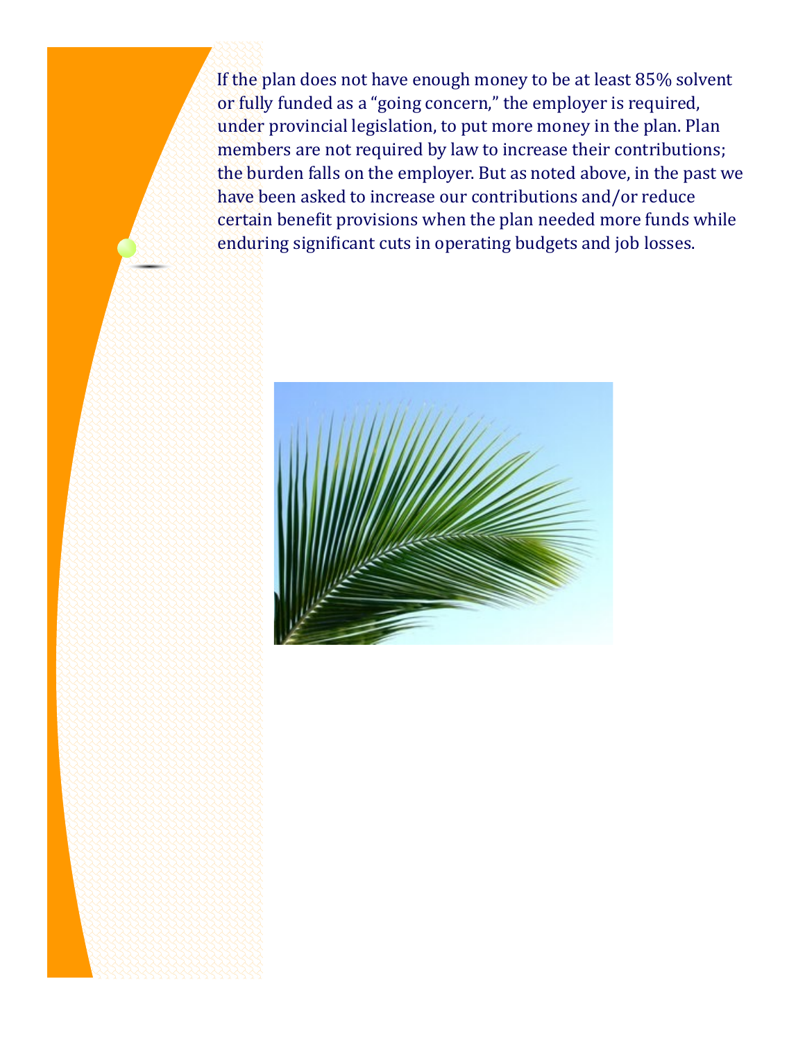If the plan does not have enough money to be at least 85% solvent or fully funded as a "going concern," the employer is required, under provincial legislation, to put more money in the plan. Plan members are not required by law to increase their contributions; the burden falls on the employer. But as noted above, in the past we have been asked to increase our contributions and/or reduce certain benefit provisions when the plan needed more funds while enduring significant cuts in operating budgets and job losses.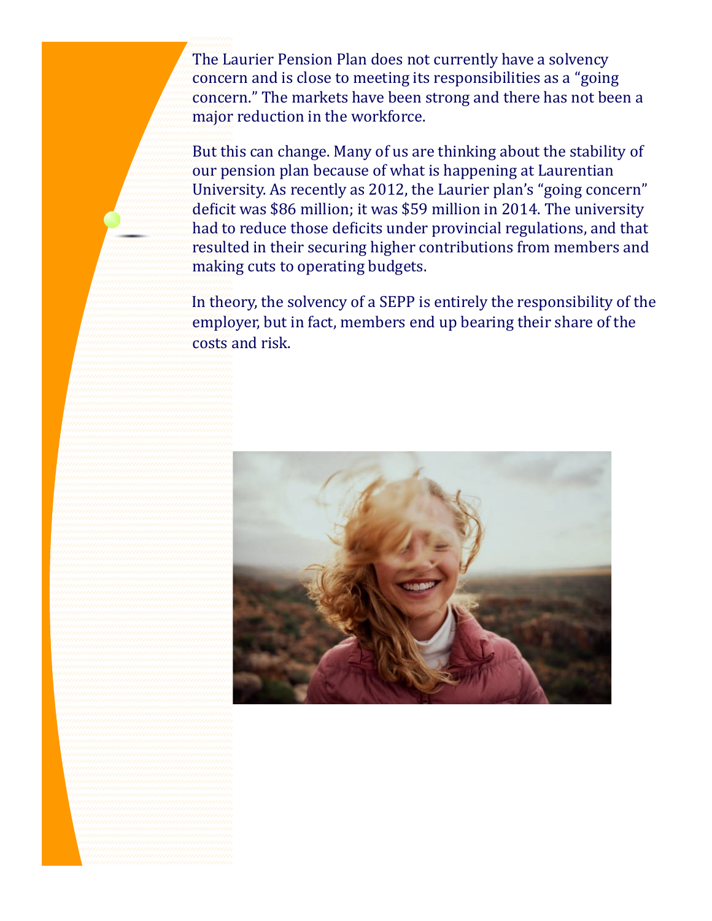The Laurier Pension Plan does not currently have a solvency concern and is close to meeting its responsibilities as a "going concern." The markets have been strong and there has not been a major reduction in the workforce.

But this can change. Many of us are thinking about the stability of our pension plan because of what is happening at Laurentian University. As recently as 2012, the Laurier plan's "going concern" deficit was $86 million; it was $59 million in 2014. The university had to reduce those deficits under provincial regulations, and that resulted in their securing higher contributions from members and making cuts to operating budgets.

In theory, the solvency of a SEPP is entirely the responsibility of the employer, but in fact, members end up bearing their share of the costs and risk.